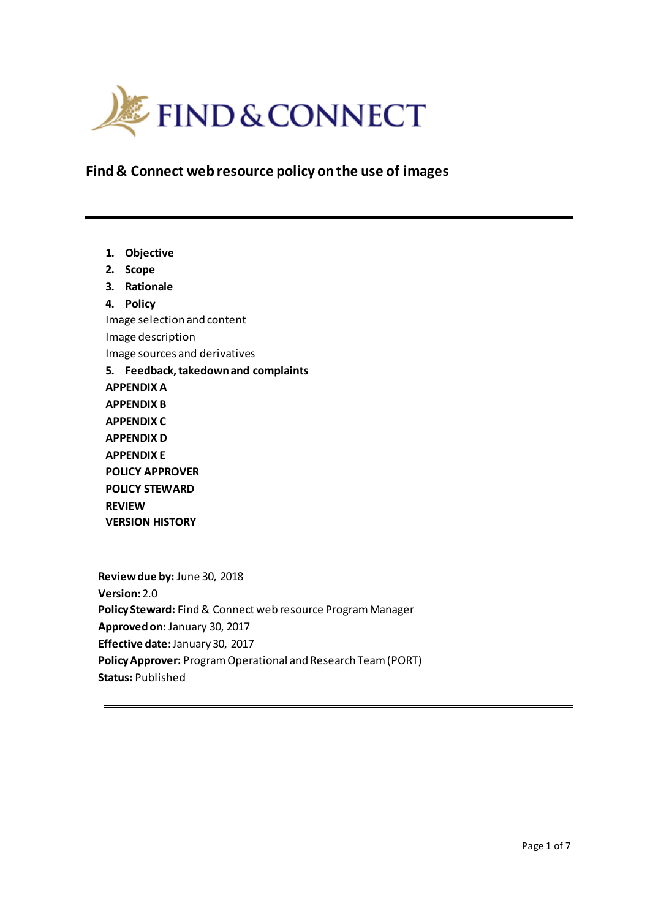FIND & CONNECT

# Find & Connect web resource policy on the use of images

---

1. **Objective**
2. **Scope**
3. **Rationale**
4. **Policy**
   - Image selection and content
   - Image description
   - Image sources and derivatives
5. **Feedback, takedown and complaints**

**APPENDIX A**
**APPENDIX B**
**APPENDIX C**
**APPENDIX D**
**APPENDIX E**
**POLICY APPROVER**
**POLICY STEWARD**
**REVIEW**
**VERSION HISTORY**

---

**Review due by:** June 30, 2018
**Version:** 2.0
**Policy Steward:** Find & Connect web resource Program Manager
**Approved on:** January 30, 2017
**Effective date:** January 30, 2017
**Policy Approver:** Program Operational and Research Team (PORT)
**Status:** Published

---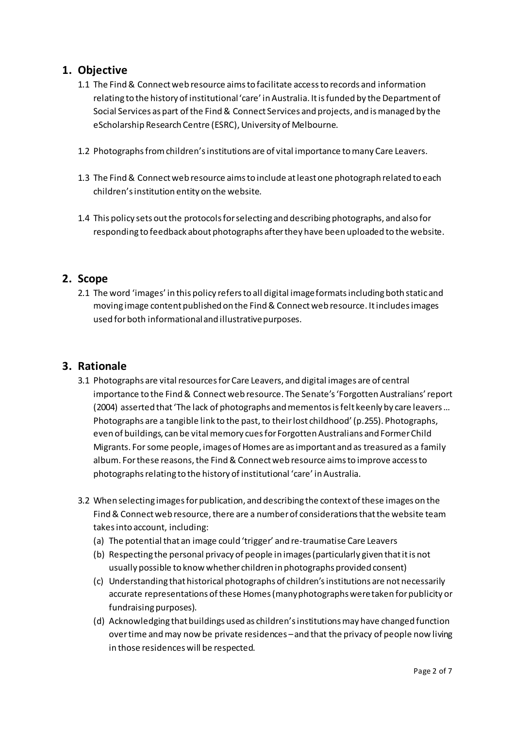## 1. Objective

1.1 The Find & Connect web resource aims to facilitate access to records and information relating to the history of institutional 'care' in Australia. It is funded by the Department of Social Services as part of the Find & Connect Services and projects, and is managed by the eScholarship Research Centre (ESRC), University of Melbourne.

1.2 Photographs from children's institutions are of vital importance to many Care Leavers.

1.3 The Find & Connect web resource aims to include at least one photograph related to each children's institution entity on the website.

1.4 This policy sets out the protocols for selecting and describing photographs, and also for responding to feedback about photographs after they have been uploaded to the website.

## 2. Scope

2.1 The word 'images' in this policy refers to all digital image formats including both static and moving image content published on the Find & Connect web resource. It includes images used for both informational and illustrative purposes.

## 3. Rationale

3.1 Photographs are vital resources for Care Leavers, and digital images are of central importance to the Find & Connect web resource. The Senate's 'Forgotten Australians' report (2004) asserted that 'The lack of photographs and mementos is felt keenly by care leavers … Photographs are a tangible link to the past, to their lost childhood' (p.255). Photographs, even of buildings, can be vital memory cues for Forgotten Australians and Former Child Migrants. For some people, images of Homes are as important and as treasured as a family album. For these reasons, the Find & Connect web resource aims to improve access to photographs relating to the history of institutional 'care' in Australia.

3.2 When selecting images for publication, and describing the context of these images on the Find & Connect web resource, there are a number of considerations that the website team takes into account, including:

(a) The potential that an image could 'trigger' and re-traumatise Care Leavers

(b) Respecting the personal privacy of people in images (particularly given that it is not usually possible to know whether children in photographs provided consent)

(c) Understanding that historical photographs of children's institutions are not necessarily accurate representations of these Homes (many photographs were taken for publicity or fundraising purposes).

(d) Acknowledging that buildings used as children's institutions may have changed function over time and may now be private residences – and that the privacy of people now living in those residences will be respected.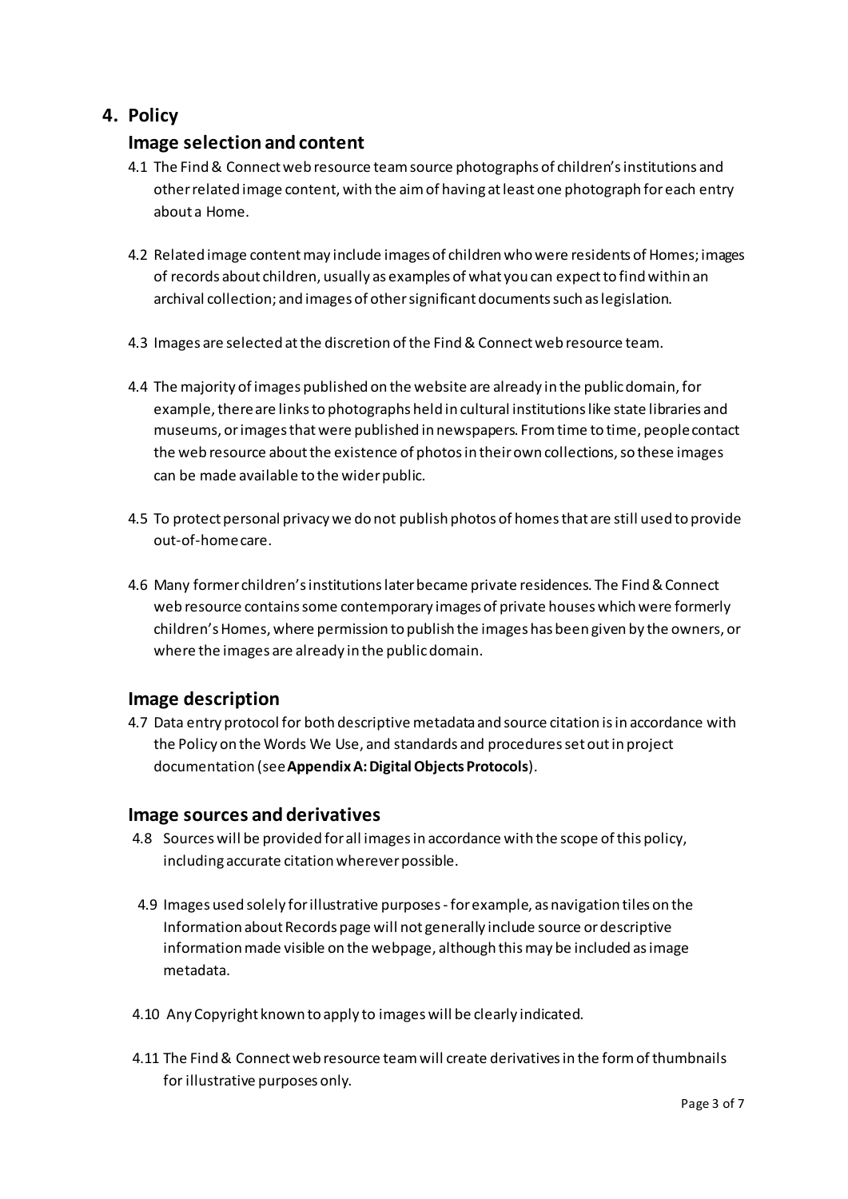## 4. Policy

### Image selection and content

4.1 The Find & Connect web resource team source photographs of children's institutions and other related image content, with the aim of having at least one photograph for each entry about a Home.

4.2 Related image content may include images of children who were residents of Homes; images of records about children, usually as examples of what you can expect to find within an archival collection; and images of other significant documents such as legislation.

4.3 Images are selected at the discretion of the Find & Connect web resource team.

4.4 The majority of images published on the website are already in the public domain, for example, there are links to photographs held in cultural institutions like state libraries and museums, or images that were published in newspapers. From time to time, people contact the web resource about the existence of photos in their own collections, so these images can be made available to the wider public.

4.5 To protect personal privacy we do not publish photos of homes that are still used to provide out-of-home care.

4.6 Many former children's institutions later became private residences. The Find & Connect web resource contains some contemporary images of private houses which were formerly children's Homes, where permission to publish the images has been given by the owners, or where the images are already in the public domain.

### Image description

4.7 Data entry protocol for both descriptive metadata and source citation is in accordance with the Policy on the Words We Use, and standards and procedures set out in project documentation (see **Appendix A: Digital Objects Protocols**).

### Image sources and derivatives

4.8 Sources will be provided for all images in accordance with the scope of this policy, including accurate citation wherever possible.

4.9 Images used solely for illustrative purposes - for example, as navigation tiles on the Information about Records page will not generally include source or descriptive information made visible on the webpage, although this may be included as image metadata.

4.10 Any Copyright known to apply to images will be clearly indicated.

4.11 The Find & Connect web resource team will create derivatives in the form of thumbnails for illustrative purposes only.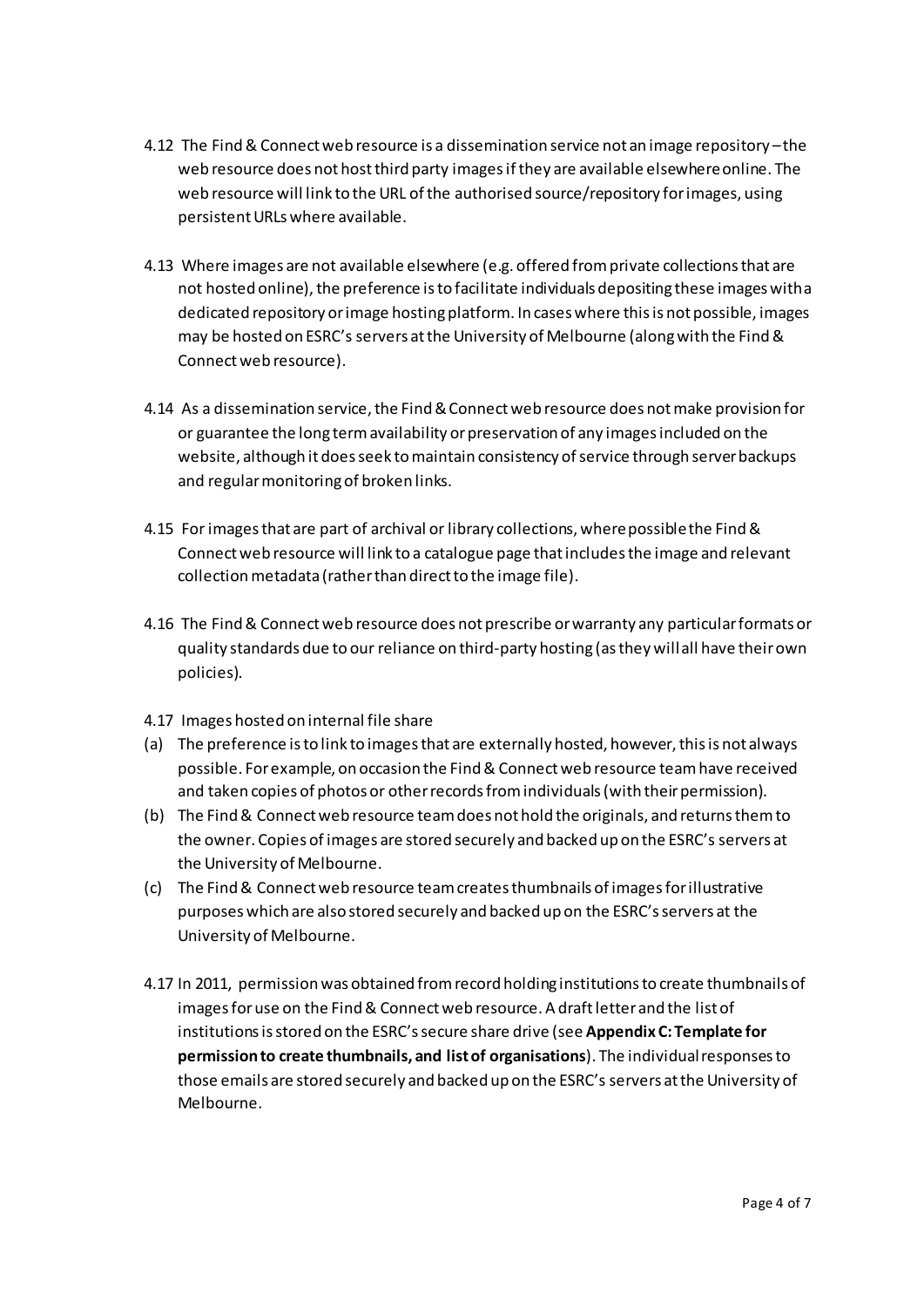4.12 The Find & Connect web resource is a dissemination service not an image repository – the web resource does not host third party images if they are available elsewhere online. The web resource will link to the URL of the authorised source/repository for images, using persistent URLs where available.

4.13 Where images are not available elsewhere (e.g. offered from private collections that are not hosted online), the preference is to facilitate individuals depositing these images with a dedicated repository or image hosting platform. In cases where this is not possible, images may be hosted on ESRC's servers at the University of Melbourne (along with the Find & Connect web resource).

4.14 As a dissemination service, the Find & Connect web resource does not make provision for or guarantee the long term availability or preservation of any images included on the website, although it does seek to maintain consistency of service through server backups and regular monitoring of broken links.

4.15 For images that are part of archival or library collections, where possible the Find & Connect web resource will link to a catalogue page that includes the image and relevant collection metadata (rather than direct to the image file).

4.16 The Find & Connect web resource does not prescribe or warranty any particular formats or quality standards due to our reliance on third-party hosting (as they will all have their own policies).

4.17 Images hosted on internal file share

(a) The preference is to link to images that are externally hosted, however, this is not always possible. For example, on occasion the Find & Connect web resource team have received and taken copies of photos or other records from individuals (with their permission).

(b) The Find & Connect web resource team does not hold the originals, and returns them to the owner. Copies of images are stored securely and backed up on the ESRC's servers at the University of Melbourne.

(c) The Find & Connect web resource team creates thumbnails of images for illustrative purposes which are also stored securely and backed up on the ESRC's servers at the University of Melbourne.

4.17 In 2011, permission was obtained from record holding institutions to create thumbnails of images for use on the Find & Connect web resource. A draft letter and the list of institutions is stored on the ESRC's secure share drive (see **Appendix C: Template for permission to create thumbnails, and list of organisations**). The individual responses to those emails are stored securely and backed up on the ESRC's servers at the University of Melbourne.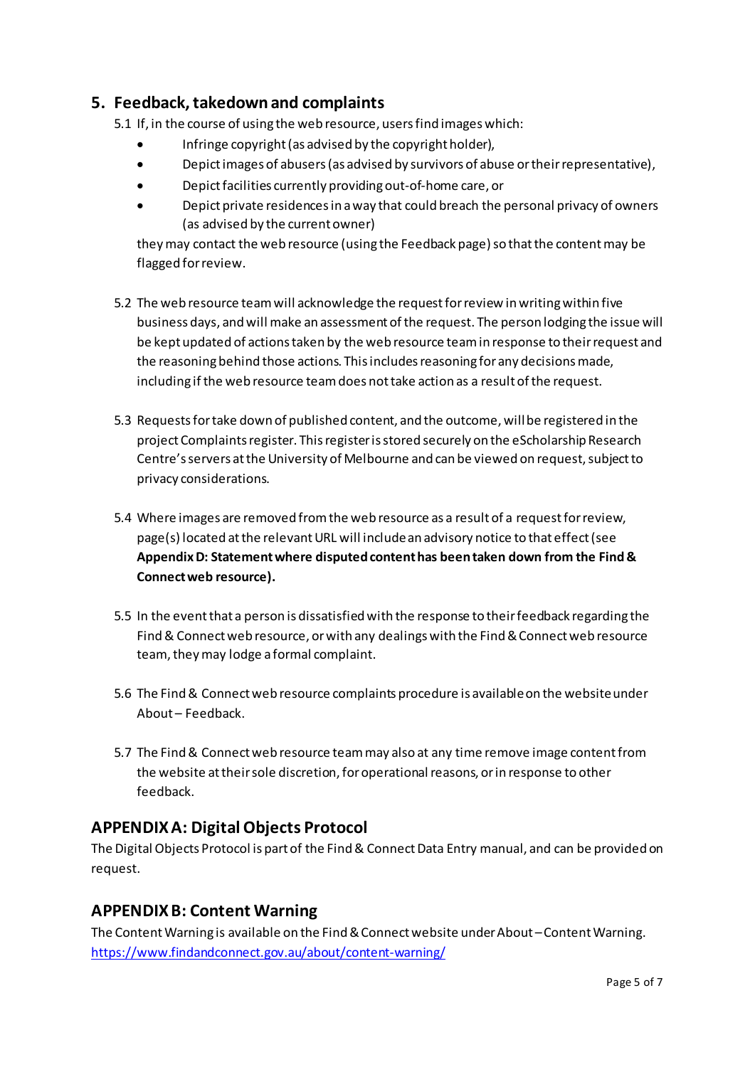## 5. Feedback, takedown and complaints

5.1 If, in the course of using the web resource, users find images which:

- Infringe copyright (as advised by the copyright holder),
- Depict images of abusers (as advised by survivors of abuse or their representative),
- Depict facilities currently providing out-of-home care, or
- Depict private residences in a way that could breach the personal privacy of owners (as advised by the current owner)

they may contact the web resource (using the Feedback page) so that the content may be flagged for review.

5.2 The web resource team will acknowledge the request for review in writing within five business days, and will make an assessment of the request. The person lodging the issue will be kept updated of actions taken by the web resource team in response to their request and the reasoning behind those actions. This includes reasoning for any decisions made, including if the web resource team does not take action as a result of the request.

5.3 Requests for take down of published content, and the outcome, will be registered in the project Complaints register. This register is stored securely on the eScholarship Research Centre's servers at the University of Melbourne and can be viewed on request, subject to privacy considerations.

5.4 Where images are removed from the web resource as a result of a request for review, page(s) located at the relevant URL will include an advisory notice to that effect (see **Appendix D: Statement where disputed content has been taken down from the Find & Connect web resource).**

5.5 In the event that a person is dissatisfied with the response to their feedback regarding the Find & Connect web resource, or with any dealings with the Find & Connect web resource team, they may lodge a formal complaint.

5.6 The Find & Connect web resource complaints procedure is available on the website under About – Feedback.

5.7 The Find & Connect web resource team may also at any time remove image content from the website at their sole discretion, for operational reasons, or in response to other feedback.

## APPENDIX A: Digital Objects Protocol

The Digital Objects Protocol is part of the Find & Connect Data Entry manual, and can be provided on request.

## APPENDIX B: Content Warning

The Content Warning is available on the Find & Connect website under About – Content Warning.
https://www.findandconnect.gov.au/about/content-warning/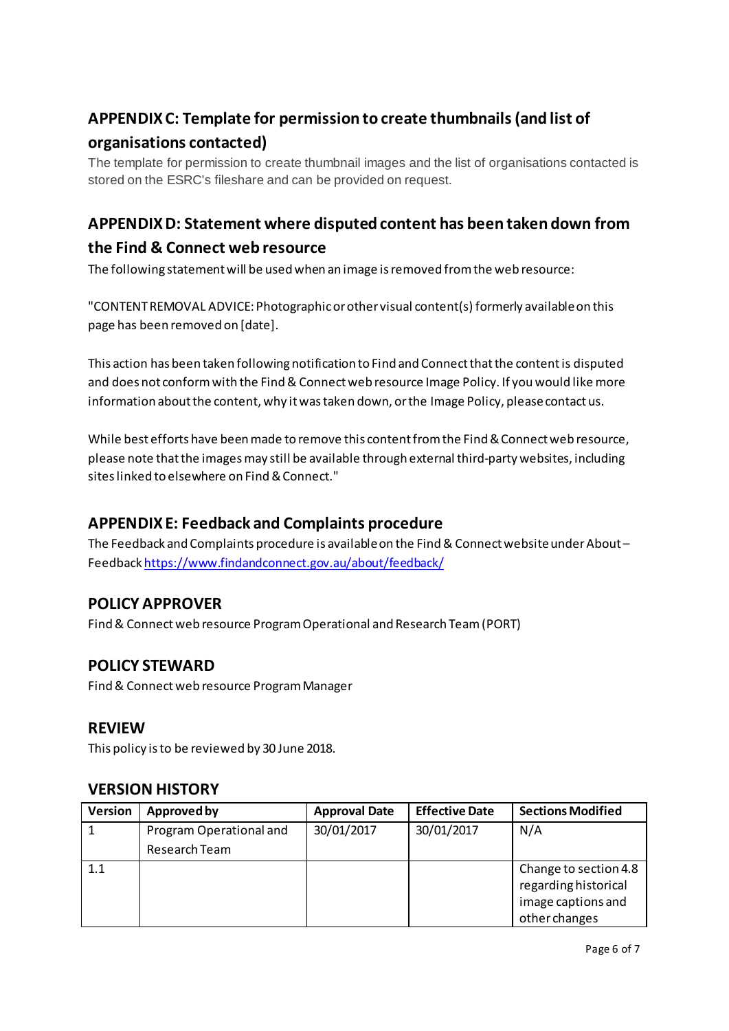## APPENDIX C: Template for permission to create thumbnails (and list of organisations contacted)

The template for permission to create thumbnail images and the list of organisations contacted is stored on the ESRC's fileshare and can be provided on request.

## APPENDIX D: Statement where disputed content has been taken down from the Find & Connect web resource

The following statement will be used when an image is removed from the web resource:

"CONTENT REMOVAL ADVICE: Photographic or other visual content(s) formerly available on this page has been removed on [date].

This action has been taken following notification to Find and Connect that the content is disputed and does not conform with the Find & Connect web resource Image Policy. If you would like more information about the content, why it was taken down, or the Image Policy, please contact us.

While best efforts have been made to remove this content from the Find & Connect web resource, please note that the images may still be available through external third-party websites, including sites linked to elsewhere on Find & Connect."

## APPENDIX E: Feedback and Complaints procedure

The Feedback and Complaints procedure is available on the Find & Connect website under About – Feedback https://www.findandconnect.gov.au/about/feedback/

## POLICY APPROVER

Find & Connect web resource Program Operational and Research Team (PORT)

## POLICY STEWARD

Find & Connect web resource Program Manager

## REVIEW

This policy is to be reviewed by 30 June 2018.

## VERSION HISTORY

| Version | Approved by | Approval Date | Effective Date | Sections Modified |
|---|---|---|---|---|
| 1 | Program Operational and Research Team | 30/01/2017 | 30/01/2017 | N/A |
| 1.1 | | | | Change to section 4.8 regarding historical image captions and other changes |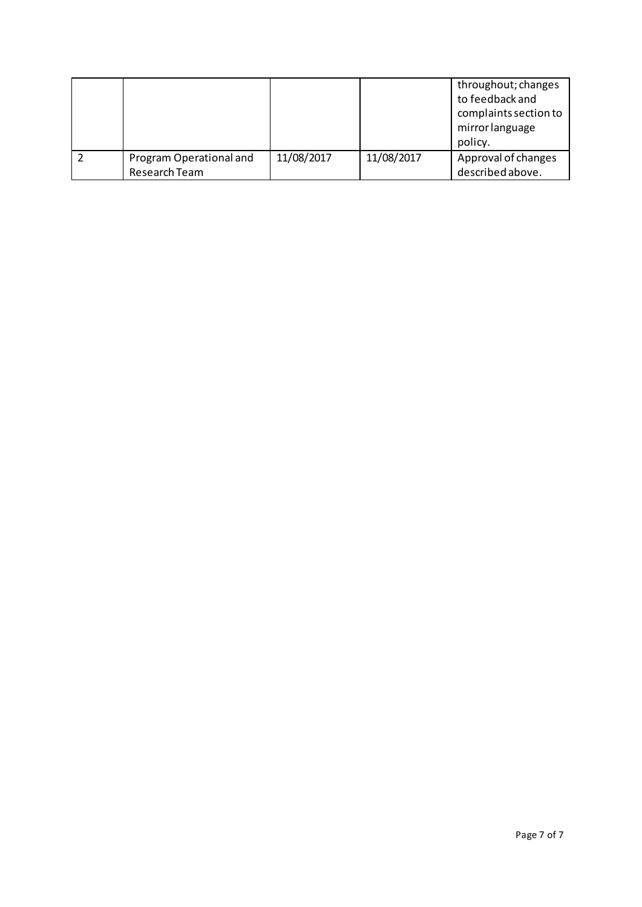| | | | | |
|---|---|---|---|---|
| | | | | throughout; changes to feedback and complaints section to mirror language policy. |
| 2 | Program Operational and Research Team | 11/08/2017 | 11/08/2017 | Approval of changes described above. |